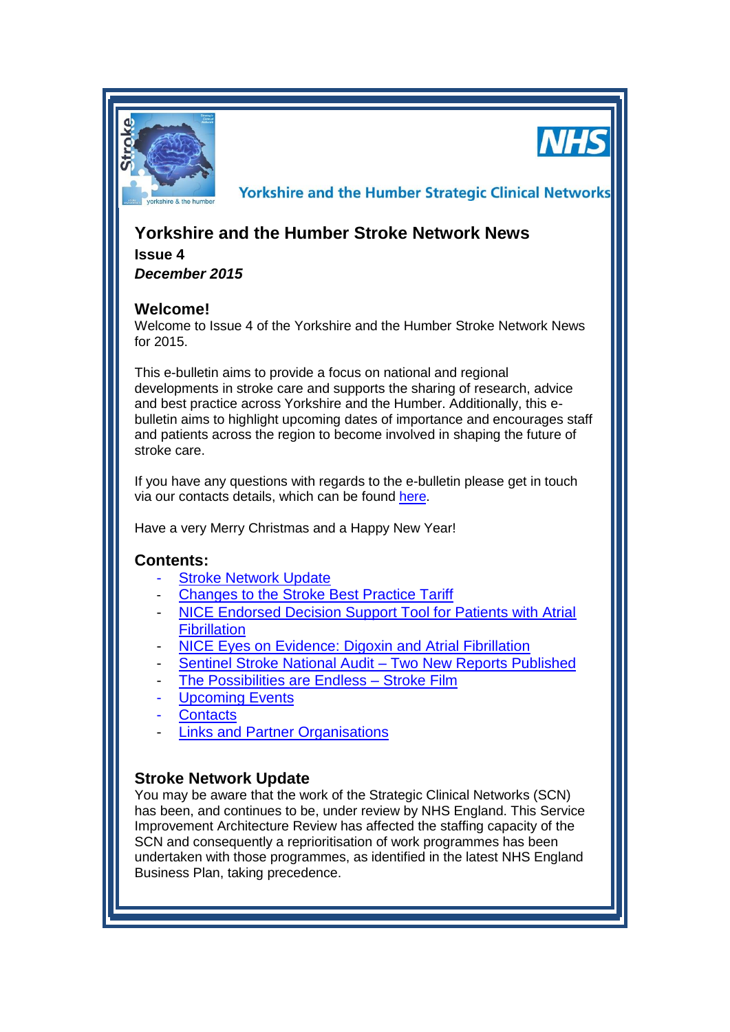Yorkshire and the Humber Strategic Clinical Networks

# Yorkshire and the Humber Stroke Network News

**Issue 4**

***December 2015***

## Welcome!

Welcome to Issue 4 of the Yorkshire and the Humber Stroke Network News for 2015.

This e-bulletin aims to provide a focus on national and regional developments in stroke care and supports the sharing of research, advice and best practice across Yorkshire and the Humber. Additionally, this e-bulletin aims to highlight upcoming dates of importance and encourages staff and patients across the region to become involved in shaping the future of stroke care.

If you have any questions with regards to the e-bulletin please get in touch via our contacts details, which can be found here.

Have a very Merry Christmas and a Happy New Year!

## Contents:

- Stroke Network Update
- Changes to the Stroke Best Practice Tariff
- NICE Endorsed Decision Support Tool for Patients with Atrial Fibrillation
- NICE Eyes on Evidence: Digoxin and Atrial Fibrillation
- Sentinel Stroke National Audit – Two New Reports Published
- The Possibilities are Endless – Stroke Film
- Upcoming Events
- Contacts
- Links and Partner Organisations

## Stroke Network Update

You may be aware that the work of the Strategic Clinical Networks (SCN) has been, and continues to be, under review by NHS England. This Service Improvement Architecture Review has affected the staffing capacity of the SCN and consequently a reprioritisation of work programmes has been undertaken with those programmes, as identified in the latest NHS England Business Plan, taking precedence.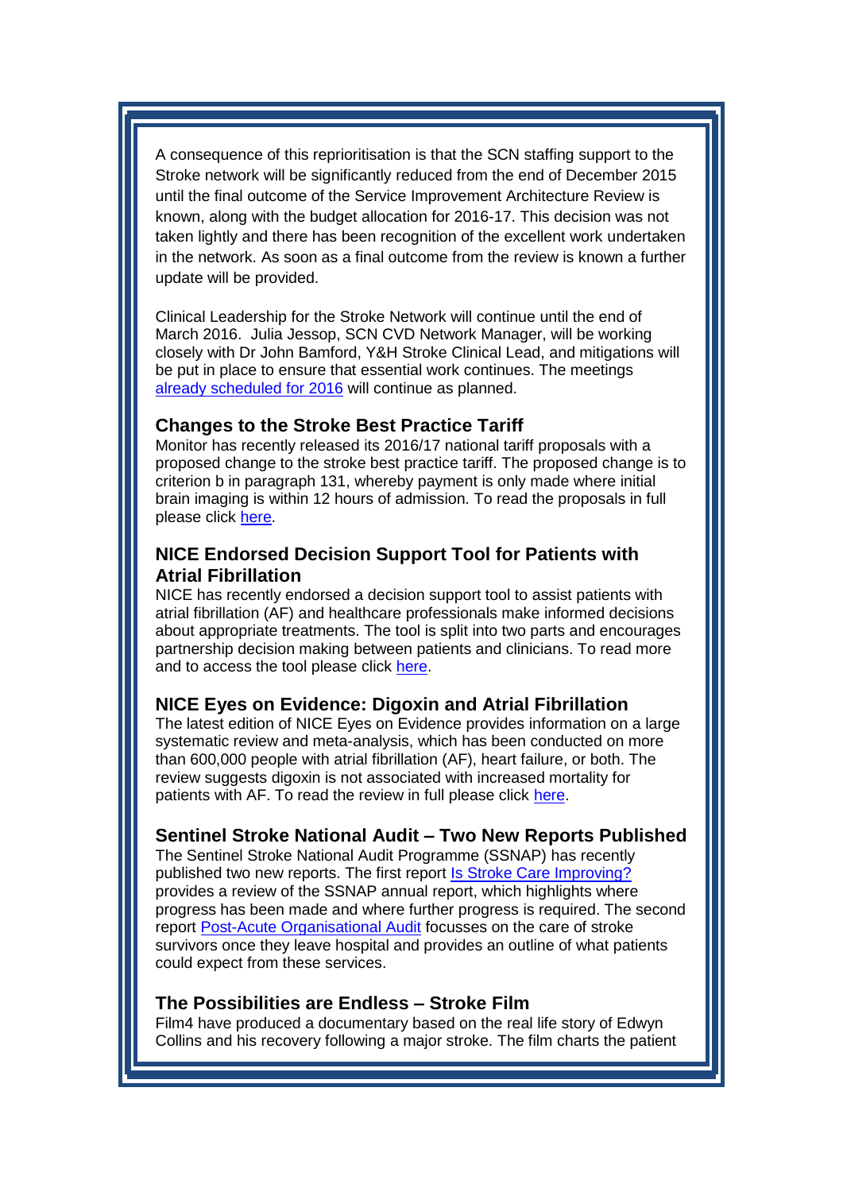A consequence of this reprioritisation is that the SCN staffing support to the Stroke network will be significantly reduced from the end of December 2015 until the final outcome of the Service Improvement Architecture Review is known, along with the budget allocation for 2016-17. This decision was not taken lightly and there has been recognition of the excellent work undertaken in the network. As soon as a final outcome from the review is known a further update will be provided.

Clinical Leadership for the Stroke Network will continue until the end of March 2016. Julia Jessop, SCN CVD Network Manager, will be working closely with Dr John Bamford, Y&H Stroke Clinical Lead, and mitigations will be put in place to ensure that essential work continues. The meetings already scheduled for 2016 will continue as planned.

### Changes to the Stroke Best Practice Tariff

Monitor has recently released its 2016/17 national tariff proposals with a proposed change to the stroke best practice tariff. The proposed change is to criterion b in paragraph 131, whereby payment is only made where initial brain imaging is within 12 hours of admission. To read the proposals in full please click here.

### NICE Endorsed Decision Support Tool for Patients with Atrial Fibrillation

NICE has recently endorsed a decision support tool to assist patients with atrial fibrillation (AF) and healthcare professionals make informed decisions about appropriate treatments. The tool is split into two parts and encourages partnership decision making between patients and clinicians. To read more and to access the tool please click here.

### NICE Eyes on Evidence: Digoxin and Atrial Fibrillation

The latest edition of NICE Eyes on Evidence provides information on a large systematic review and meta-analysis, which has been conducted on more than 600,000 people with atrial fibrillation (AF), heart failure, or both. The review suggests digoxin is not associated with increased mortality for patients with AF. To read the review in full please click here.

### Sentinel Stroke National Audit – Two New Reports Published

The Sentinel Stroke National Audit Programme (SSNAP) has recently published two new reports. The first report Is Stroke Care Improving? provides a review of the SSNAP annual report, which highlights where progress has been made and where further progress is required. The second report Post-Acute Organisational Audit focusses on the care of stroke survivors once they leave hospital and provides an outline of what patients could expect from these services.

### The Possibilities are Endless – Stroke Film

Film4 have produced a documentary based on the real life story of Edwyn Collins and his recovery following a major stroke. The film charts the patient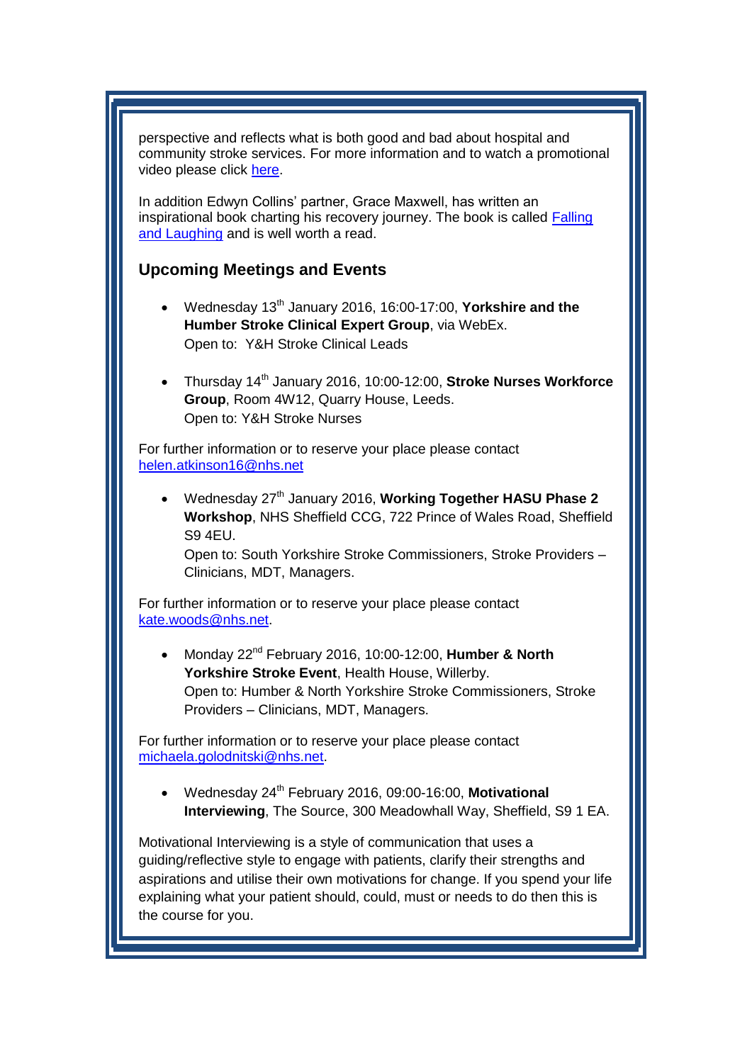perspective and reflects what is both good and bad about hospital and community stroke services. For more information and to watch a promotional video please click here.

In addition Edwyn Collins' partner, Grace Maxwell, has written an inspirational book charting his recovery journey. The book is called Falling and Laughing and is well worth a read.

## Upcoming Meetings and Events

- Wednesday 13th January 2016, 16:00-17:00, **Yorkshire and the Humber Stroke Clinical Expert Group**, via WebEx.
  Open to: Y&H Stroke Clinical Leads

- Thursday 14th January 2016, 10:00-12:00, **Stroke Nurses Workforce Group**, Room 4W12, Quarry House, Leeds.
  Open to: Y&H Stroke Nurses

For further information or to reserve your place please contact helen.atkinson16@nhs.net

- Wednesday 27th January 2016, **Working Together HASU Phase 2 Workshop**, NHS Sheffield CCG, 722 Prince of Wales Road, Sheffield S9 4EU.
  Open to: South Yorkshire Stroke Commissioners, Stroke Providers – Clinicians, MDT, Managers.

For further information or to reserve your place please contact kate.woods@nhs.net.

- Monday 22nd February 2016, 10:00-12:00, **Humber & North Yorkshire Stroke Event**, Health House, Willerby.
  Open to: Humber & North Yorkshire Stroke Commissioners, Stroke Providers – Clinicians, MDT, Managers.

For further information or to reserve your place please contact michaela.golodnitski@nhs.net.

- Wednesday 24th February 2016, 09:00-16:00, **Motivational Interviewing**, The Source, 300 Meadowhall Way, Sheffield, S9 1 EA.

Motivational Interviewing is a style of communication that uses a guiding/reflective style to engage with patients, clarify their strengths and aspirations and utilise their own motivations for change. If you spend your life explaining what your patient should, could, must or needs to do then this is the course for you.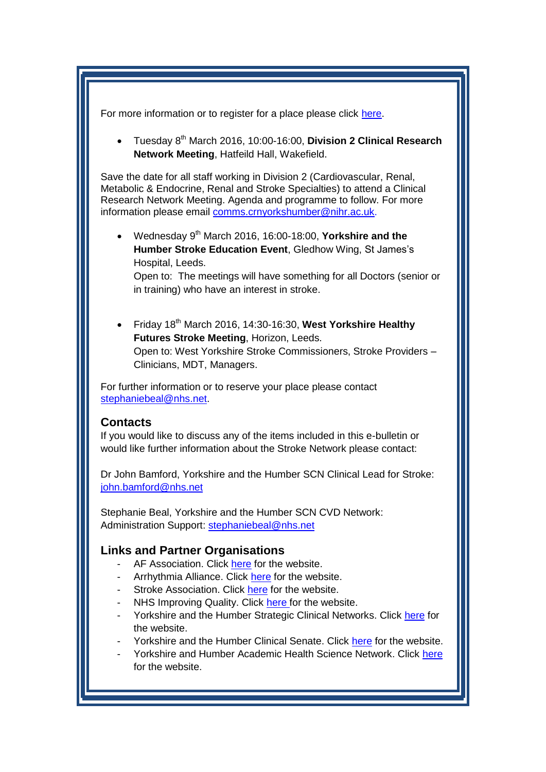For more information or to register for a place please click here.

- Tuesday 8th March 2016, 10:00-16:00, **Division 2 Clinical Research Network Meeting**, Hatfeild Hall, Wakefield.

Save the date for all staff working in Division 2 (Cardiovascular, Renal, Metabolic & Endocrine, Renal and Stroke Specialties) to attend a Clinical Research Network Meeting. Agenda and programme to follow. For more information please email comms.crnyorkshumber@nihr.ac.uk.

- Wednesday 9th March 2016, 16:00-18:00, **Yorkshire and the Humber Stroke Education Event**, Gledhow Wing, St James's Hospital, Leeds.
  Open to: The meetings will have something for all Doctors (senior or in training) who have an interest in stroke.

- Friday 18th March 2016, 14:30-16:30, **West Yorkshire Healthy Futures Stroke Meeting**, Horizon, Leeds.
  Open to: West Yorkshire Stroke Commissioners, Stroke Providers – Clinicians, MDT, Managers.

For further information or to reserve your place please contact stephaniebeal@nhs.net.

## Contacts

If you would like to discuss any of the items included in this e-bulletin or would like further information about the Stroke Network please contact:

Dr John Bamford, Yorkshire and the Humber SCN Clinical Lead for Stroke: john.bamford@nhs.net

Stephanie Beal, Yorkshire and the Humber SCN CVD Network: Administration Support: stephaniebeal@nhs.net

## Links and Partner Organisations

- AF Association. Click here for the website.
- Arrhythmia Alliance. Click here for the website.
- Stroke Association. Click here for the website.
- NHS Improving Quality. Click here for the website.
- Yorkshire and the Humber Strategic Clinical Networks. Click here for the website.
- Yorkshire and the Humber Clinical Senate. Click here for the website.
- Yorkshire and Humber Academic Health Science Network. Click here for the website.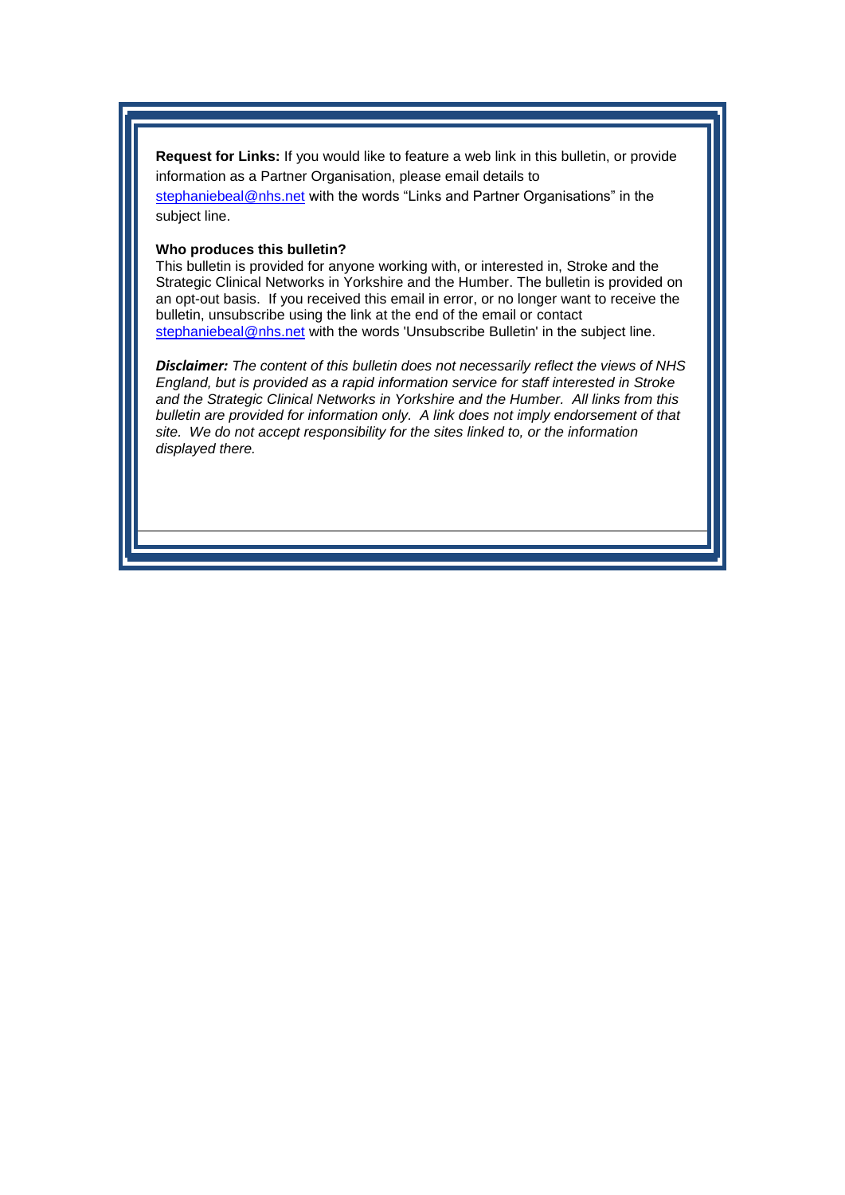**Request for Links:** If you would like to feature a web link in this bulletin, or provide information as a Partner Organisation, please email details to stephaniebeal@nhs.net with the words "Links and Partner Organisations" in the subject line.

**Who produces this bulletin?**
This bulletin is provided for anyone working with, or interested in, Stroke and the Strategic Clinical Networks in Yorkshire and the Humber. The bulletin is provided on an opt-out basis. If you received this email in error, or no longer want to receive the bulletin, unsubscribe using the link at the end of the email or contact stephaniebeal@nhs.net with the words 'Unsubscribe Bulletin' in the subject line.

***Disclaimer:*** *The content of this bulletin does not necessarily reflect the views of NHS England, but is provided as a rapid information service for staff interested in Stroke and the Strategic Clinical Networks in Yorkshire and the Humber. All links from this bulletin are provided for information only. A link does not imply endorsement of that site. We do not accept responsibility for the sites linked to, or the information displayed there.*